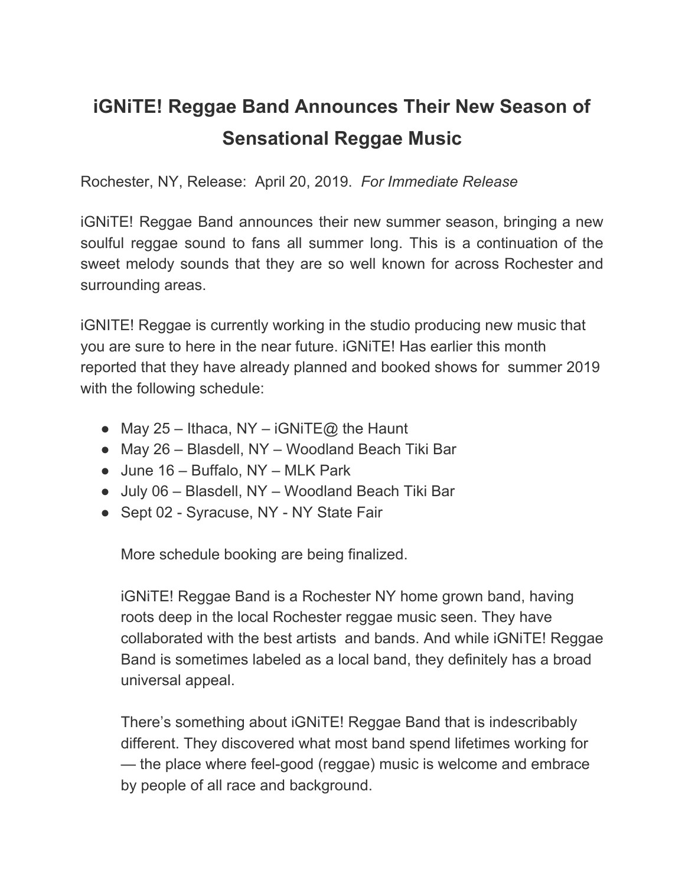# iGNiTE! Reggae Band Announces Their New Season of Sensational Reggae Music

Rochester, NY, Release: April 20, 2019. *For Immediate Release*

iGNiTE! Reggae Band announces their new summer season, bringing a new soulful reggae sound to fans all summer long. This is a continuation of the sweet melody sounds that they are so well known for across Rochester and surrounding areas.

iGNITE! Reggae is currently working in the studio producing new music that you are sure to here in the near future. iGNiTE! Has earlier this month reported that they have already planned and booked shows for summer 2019 with the following schedule:

- May 25 – Ithaca, NY – iGNiTE@ the Haunt
- May 26 – Blasdell, NY – Woodland Beach Tiki Bar
- June 16 – Buffalo, NY – MLK Park
- July 06 – Blasdell, NY – Woodland Beach Tiki Bar
- Sept 02 - Syracuse, NY - NY State Fair

More schedule booking are being finalized.

iGNiTE! Reggae Band is a Rochester NY home grown band, having roots deep in the local Rochester reggae music seen. They have collaborated with the best artists and bands. And while iGNiTE! Reggae Band is sometimes labeled as a local band, they definitely has a broad universal appeal.

There's something about iGNiTE! Reggae Band that is indescribably different. They discovered what most band spend lifetimes working for — the place where feel-good (reggae) music is welcome and embrace by people of all race and background.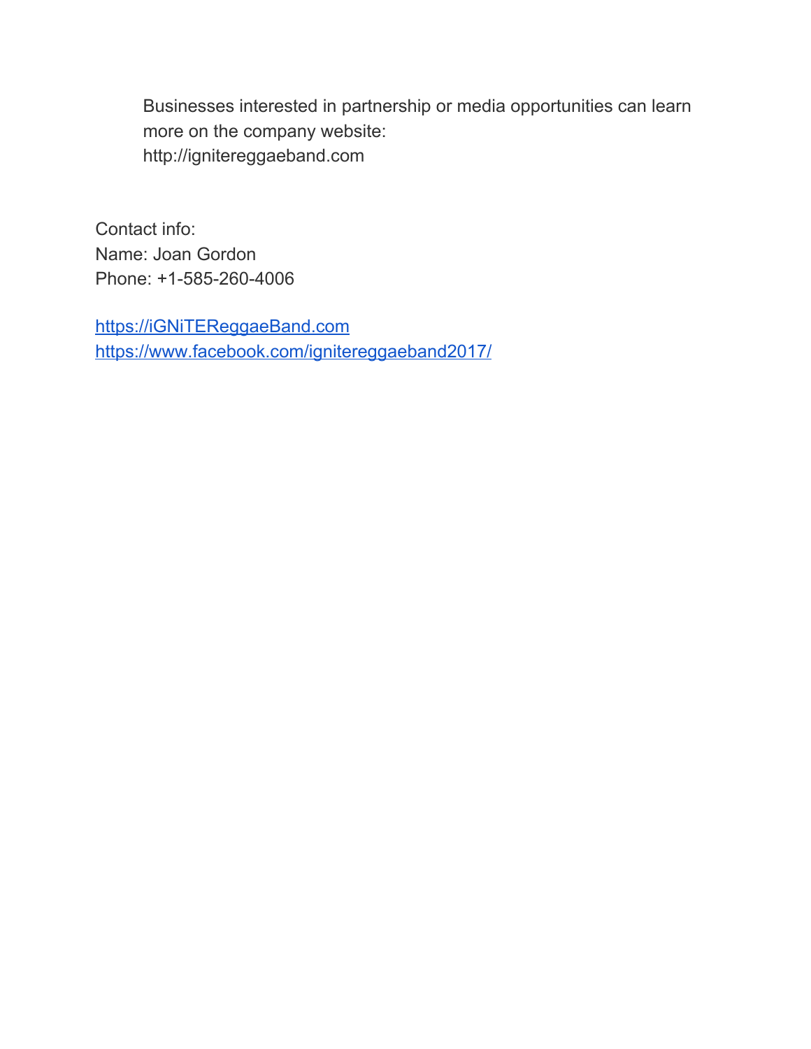Businesses interested in partnership or media opportunities can learn more on the company website:
http://ignitereggaeband.com

Contact info:
Name: Joan Gordon
Phone: +1-585-260-4006

https://iGNiTEReggaeBand.com
https://www.facebook.com/ignitereggaeband2017/